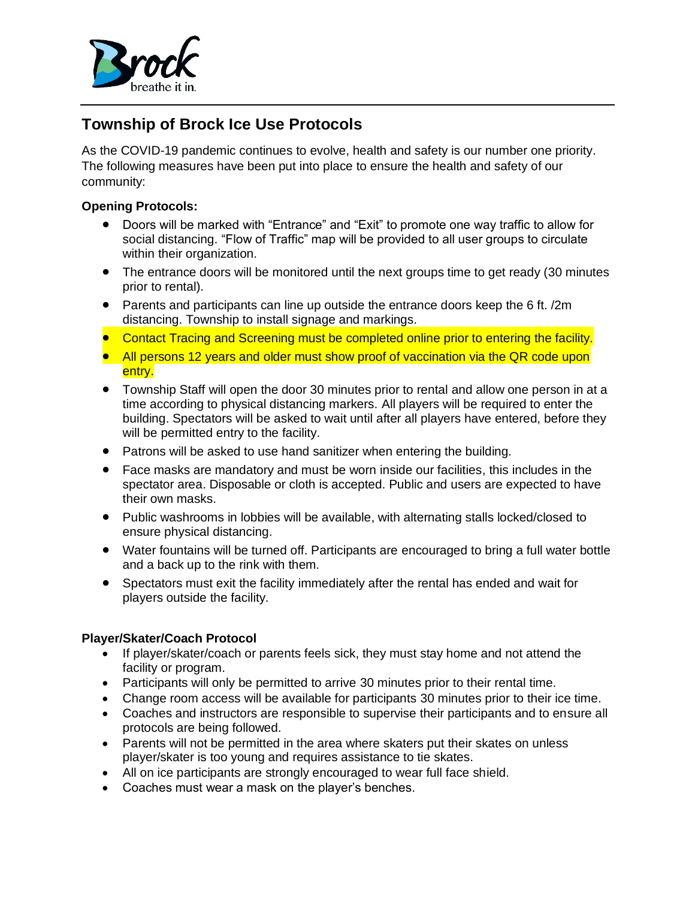# Township of Brock Ice Use Protocols

As the COVID-19 pandemic continues to evolve, health and safety is our number one priority. The following measures have been put into place to ensure the health and safety of our community:

**Opening Protocols:**

- Doors will be marked with "Entrance" and "Exit" to promote one way traffic to allow for social distancing. "Flow of Traffic" map will be provided to all user groups to circulate within their organization.
- The entrance doors will be monitored until the next groups time to get ready (30 minutes prior to rental).
- Parents and participants can line up outside the entrance doors keep the 6 ft. /2m distancing. Township to install signage and markings.
- Contact Tracing and Screening must be completed online prior to entering the facility.
- All persons 12 years and older must show proof of vaccination via the QR code upon entry.
- Township Staff will open the door 30 minutes prior to rental and allow one person in at a time according to physical distancing markers. All players will be required to enter the building. Spectators will be asked to wait until after all players have entered, before they will be permitted entry to the facility.
- Patrons will be asked to use hand sanitizer when entering the building.
- Face masks are mandatory and must be worn inside our facilities, this includes in the spectator area. Disposable or cloth is accepted. Public and users are expected to have their own masks.
- Public washrooms in lobbies will be available, with alternating stalls locked/closed to ensure physical distancing.
- Water fountains will be turned off. Participants are encouraged to bring a full water bottle and a back up to the rink with them.
- Spectators must exit the facility immediately after the rental has ended and wait for players outside the facility.

**Player/Skater/Coach Protocol**

- If player/skater/coach or parents feels sick, they must stay home and not attend the facility or program.
- Participants will only be permitted to arrive 30 minutes prior to their rental time.
- Change room access will be available for participants 30 minutes prior to their ice time.
- Coaches and instructors are responsible to supervise their participants and to ensure all protocols are being followed.
- Parents will not be permitted in the area where skaters put their skates on unless player/skater is too young and requires assistance to tie skates.
- All on ice participants are strongly encouraged to wear full face shield.
- Coaches must wear a mask on the player's benches.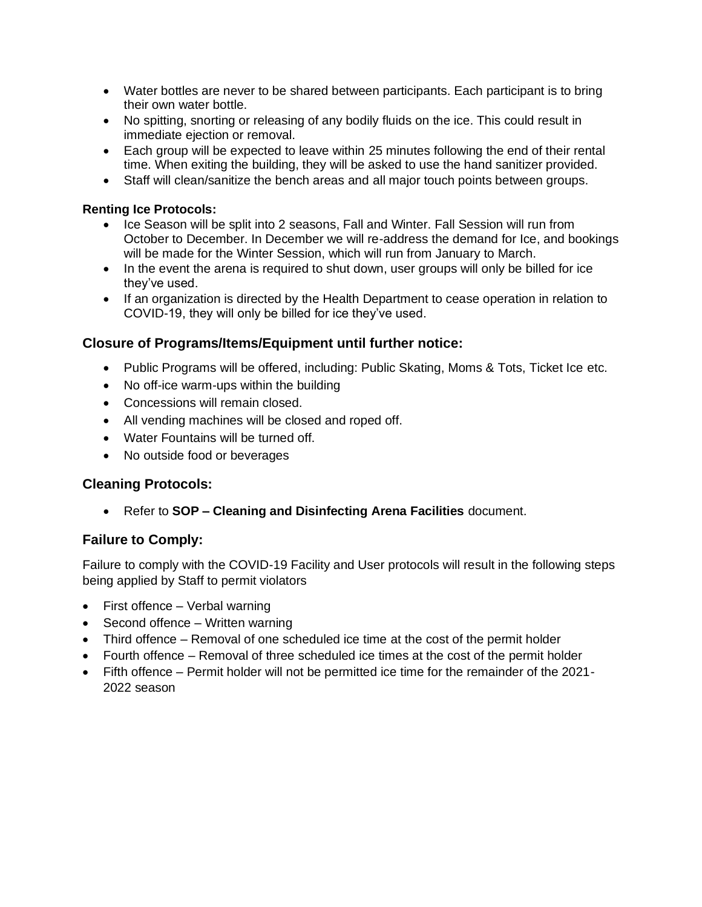- Water bottles are never to be shared between participants. Each participant is to bring their own water bottle.
- No spitting, snorting or releasing of any bodily fluids on the ice. This could result in immediate ejection or removal.
- Each group will be expected to leave within 25 minutes following the end of their rental time. When exiting the building, they will be asked to use the hand sanitizer provided.
- Staff will clean/sanitize the bench areas and all major touch points between groups.

**Renting Ice Protocols:**

- Ice Season will be split into 2 seasons, Fall and Winter. Fall Session will run from October to December. In December we will re-address the demand for Ice, and bookings will be made for the Winter Session, which will run from January to March.
- In the event the arena is required to shut down, user groups will only be billed for ice they've used.
- If an organization is directed by the Health Department to cease operation in relation to COVID-19, they will only be billed for ice they've used.

## Closure of Programs/Items/Equipment until further notice:

- Public Programs will be offered, including: Public Skating, Moms & Tots, Ticket Ice etc.
- No off-ice warm-ups within the building
- Concessions will remain closed.
- All vending machines will be closed and roped off.
- Water Fountains will be turned off.
- No outside food or beverages

## Cleaning Protocols:

- Refer to **SOP – Cleaning and Disinfecting Arena Facilities** document.

## Failure to Comply:

Failure to comply with the COVID-19 Facility and User protocols will result in the following steps being applied by Staff to permit violators

- First offence – Verbal warning
- Second offence – Written warning
- Third offence – Removal of one scheduled ice time at the cost of the permit holder
- Fourth offence – Removal of three scheduled ice times at the cost of the permit holder
- Fifth offence – Permit holder will not be permitted ice time for the remainder of the 2021-2022 season